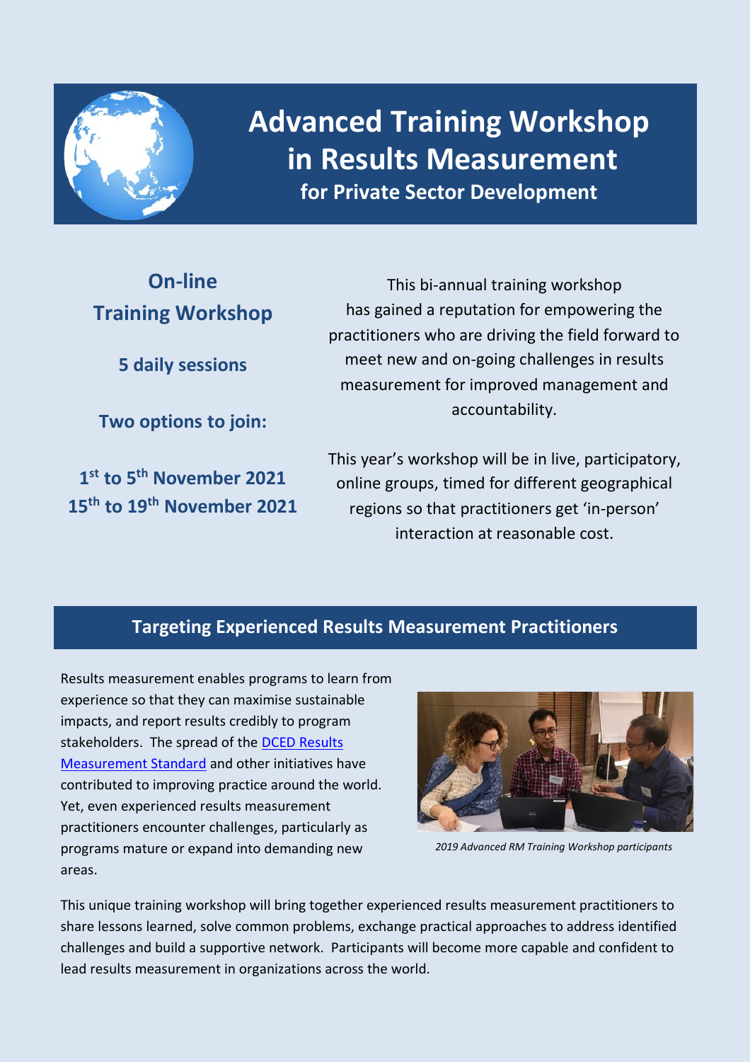# Advanced Training Workshop in Results Measurement

## for Private Sector Development

**On-line Training Workshop**

**5 daily sessions**

**Two options to join:**

**1st to 5th November 2021**
**15th to 19th November 2021**

This bi-annual training workshop has gained a reputation for empowering the practitioners who are driving the field forward to meet new and on-going challenges in results measurement for improved management and accountability.

This year's workshop will be in live, participatory, online groups, timed for different geographical regions so that practitioners get 'in-person' interaction at reasonable cost.

## Targeting Experienced Results Measurement Practitioners

Results measurement enables programs to learn from experience so that they can maximise sustainable impacts, and report results credibly to program stakeholders. The spread of the DCED Results Measurement Standard and other initiatives have contributed to improving practice around the world. Yet, even experienced results measurement practitioners encounter challenges, particularly as programs mature or expand into demanding new areas.

*2019 Advanced RM Training Workshop participants*

This unique training workshop will bring together experienced results measurement practitioners to share lessons learned, solve common problems, exchange practical approaches to address identified challenges and build a supportive network. Participants will become more capable and confident to lead results measurement in organizations across the world.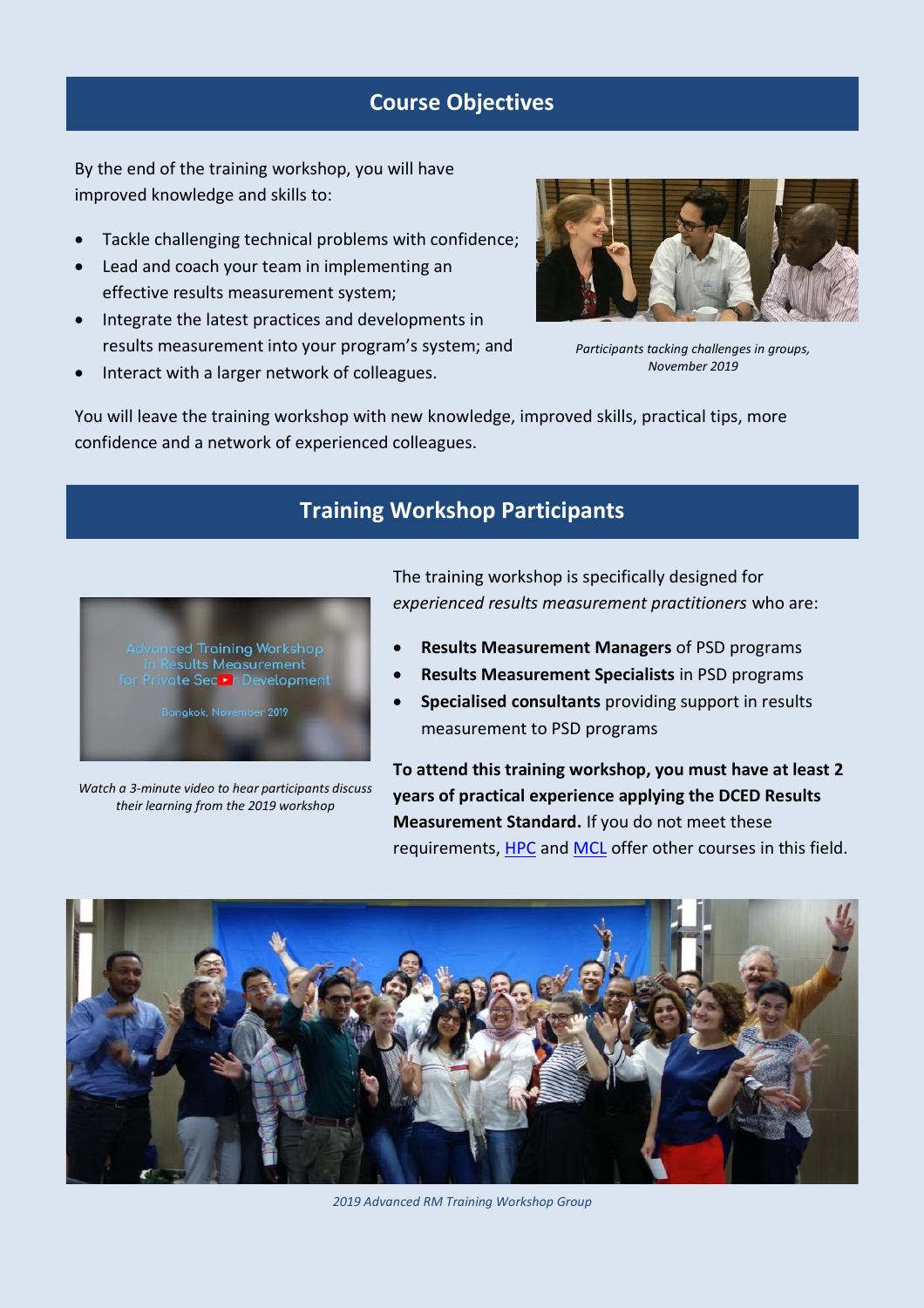## Course Objectives

By the end of the training workshop, you will have improved knowledge and skills to:

- Tackle challenging technical problems with confidence;
- Lead and coach your team in implementing an effective results measurement system;
- Integrate the latest practices and developments in results measurement into your program's system; and
- Interact with a larger network of colleagues.

*Participants tacking challenges in groups, November 2019*

You will leave the training workshop with new knowledge, improved skills, practical tips, more confidence and a network of experienced colleagues.

## Training Workshop Participants

*Watch a 3-minute video to hear participants discuss their learning from the 2019 workshop*

The training workshop is specifically designed for *experienced results measurement practitioners* who are:

- **Results Measurement Managers** of PSD programs
- **Results Measurement Specialists** in PSD programs
- **Specialised consultants** providing support in results measurement to PSD programs

**To attend this training workshop, you must have at least 2 years of practical experience applying the DCED Results Measurement Standard.** If you do not meet these requirements, HPC and MCL offer other courses in this field.

*2019 Advanced RM Training Workshop Group*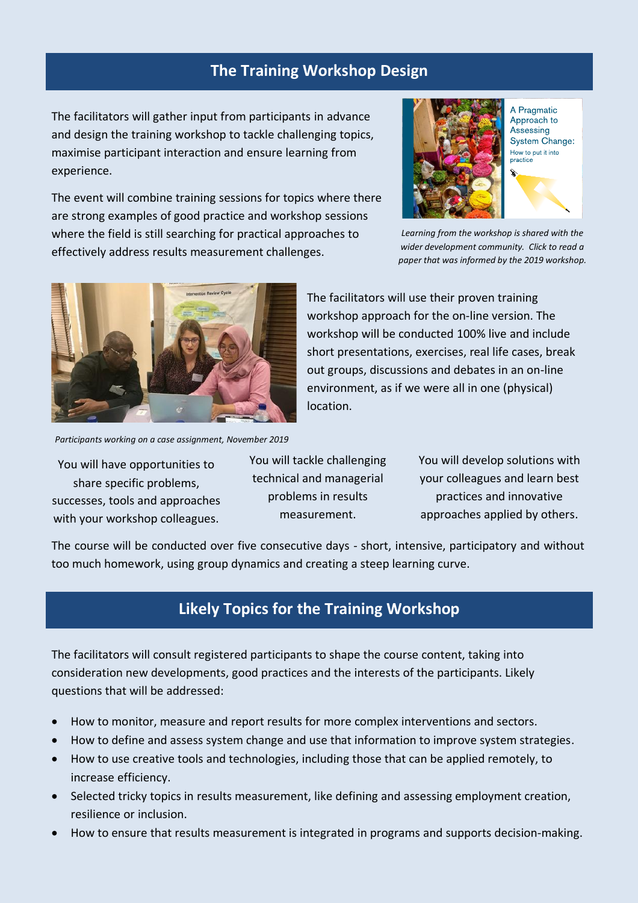## The Training Workshop Design

The facilitators will gather input from participants in advance and design the training workshop to tackle challenging topics, maximise participant interaction and ensure learning from experience.

The event will combine training sessions for topics where there are strong examples of good practice and workshop sessions where the field is still searching for practical approaches to effectively address results measurement challenges.

*Learning from the workshop is shared with the wider development community. Click to read a paper that was informed by the 2019 workshop.*

The facilitators will use their proven training workshop approach for the on-line version. The workshop will be conducted 100% live and include short presentations, exercises, real life cases, break out groups, discussions and debates in an on-line environment, as if we were all in one (physical) location.

*Participants working on a case assignment, November 2019*

You will have opportunities to share specific problems, successes, tools and approaches with your workshop colleagues.

You will tackle challenging technical and managerial problems in results measurement.

You will develop solutions with your colleagues and learn best practices and innovative approaches applied by others.

The course will be conducted over five consecutive days - short, intensive, participatory and without too much homework, using group dynamics and creating a steep learning curve.

## Likely Topics for the Training Workshop

The facilitators will consult registered participants to shape the course content, taking into consideration new developments, good practices and the interests of the participants. Likely questions that will be addressed:

- How to monitor, measure and report results for more complex interventions and sectors.
- How to define and assess system change and use that information to improve system strategies.
- How to use creative tools and technologies, including those that can be applied remotely, to increase efficiency.
- Selected tricky topics in results measurement, like defining and assessing employment creation, resilience or inclusion.
- How to ensure that results measurement is integrated in programs and supports decision-making.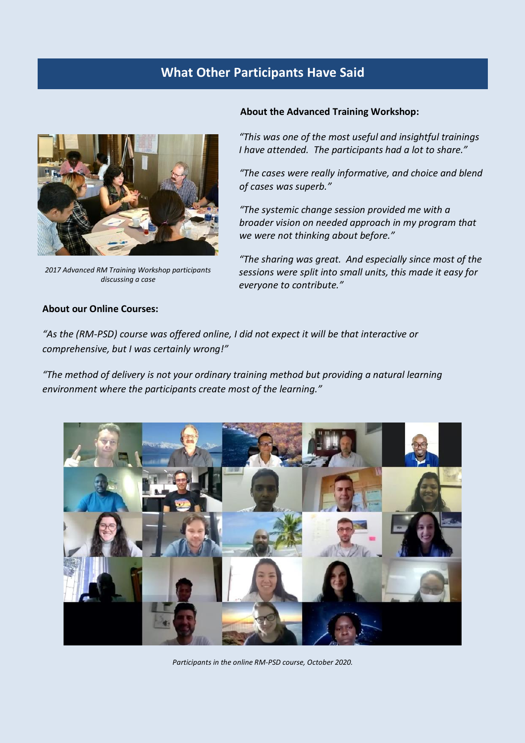## What Other Participants Have Said

**About the Advanced Training Workshop:**

*"This was one of the most useful and insightful trainings I have attended. The participants had a lot to share."*

*"The cases were really informative, and choice and blend of cases was superb."*

*"The systemic change session provided me with a broader vision on needed approach in my program that we were not thinking about before."*

*"The sharing was great. And especially since most of the sessions were split into small units, this made it easy for everyone to contribute."*

*2017 Advanced RM Training Workshop participants discussing a case*

**About our Online Courses:**

*"As the (RM-PSD) course was offered online, I did not expect it will be that interactive or comprehensive, but I was certainly wrong!"*

*"The method of delivery is not your ordinary training method but providing a natural learning environment where the participants create most of the learning."*

*Participants in the online RM-PSD course, October 2020.*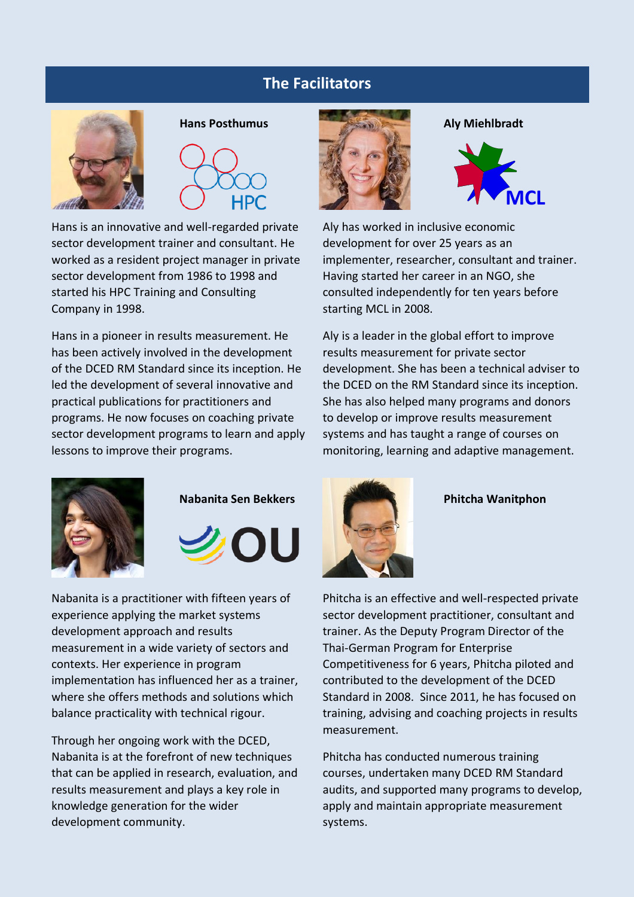## The Facilitators

### Hans Posthumus

Hans is an innovative and well-regarded private sector development trainer and consultant. He worked as a resident project manager in private sector development from 1986 to 1998 and started his HPC Training and Consulting Company in 1998.

Hans in a pioneer in results measurement. He has been actively involved in the development of the DCED RM Standard since its inception. He led the development of several innovative and practical publications for practitioners and programs. He now focuses on coaching private sector development programs to learn and apply lessons to improve their programs.

### Aly Miehlbradt

Aly has worked in inclusive economic development for over 25 years as an implementer, researcher, consultant and trainer. Having started her career in an NGO, she consulted independently for ten years before starting MCL in 2008.

Aly is a leader in the global effort to improve results measurement for private sector development. She has been a technical adviser to the DCED on the RM Standard since its inception. She has also helped many programs and donors to develop or improve results measurement systems and has taught a range of courses on monitoring, learning and adaptive management.

### Nabanita Sen Bekkers

Nabanita is a practitioner with fifteen years of experience applying the market systems development approach and results measurement in a wide variety of sectors and contexts. Her experience in program implementation has influenced her as a trainer, where she offers methods and solutions which balance practicality with technical rigour.

Through her ongoing work with the DCED, Nabanita is at the forefront of new techniques that can be applied in research, evaluation, and results measurement and plays a key role in knowledge generation for the wider development community.

### Phitcha Wanitphon

Phitcha is an effective and well-respected private sector development practitioner, consultant and trainer. As the Deputy Program Director of the Thai-German Program for Enterprise Competitiveness for 6 years, Phitcha piloted and contributed to the development of the DCED Standard in 2008. Since 2011, he has focused on training, advising and coaching projects in results measurement.

Phitcha has conducted numerous training courses, undertaken many DCED RM Standard audits, and supported many programs to develop, apply and maintain appropriate measurement systems.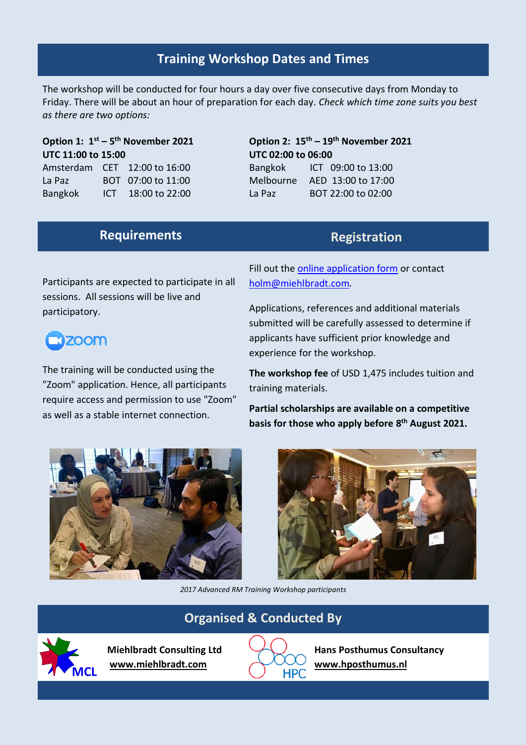## Training Workshop Dates and Times

The workshop will be conducted for four hours a day over five consecutive days from Monday to Friday. There will be about an hour of preparation for each day. *Check which time zone suits you best as there are two options:*

**Option 1: 1st – 5th November 2021**
**UTC 11:00 to 15:00**

| | | |
|---|---|---|
| Amsterdam | CET | 12:00 to 16:00 |
| La Paz | BOT | 07:00 to 11:00 |
| Bangkok | ICT | 18:00 to 22:00 |

**Option 2: 15th – 19th November 2021**
**UTC 02:00 to 06:00**

| | | |
|---|---|---|
| Bangkok | ICT | 09:00 to 13:00 |
| Melbourne | AED | 13:00 to 17:00 |
| La Paz | BOT | 22:00 to 02:00 |

## Requirements

Participants are expected to participate in all sessions. All sessions will be live and participatory.

zoom

The training will be conducted using the "Zoom" application. Hence, all participants require access and permission to use "Zoom" as well as a stable internet connection.

## Registration

Fill out the online application form or contact holm@miehlbradt.com.

Applications, references and additional materials submitted will be carefully assessed to determine if applicants have sufficient prior knowledge and experience for the workshop.

**The workshop fee** of USD 1,475 includes tuition and training materials.

**Partial scholarships are available on a competitive basis for those who apply before 8th August 2021.**

*2017 Advanced RM Training Workshop participants*

## Organised & Conducted By

MCL **Miehlbradt Consulting Ltd**
**www.miehlbradt.com**

HPC **Hans Posthumus Consultancy**
**www.hposthumus.nl**